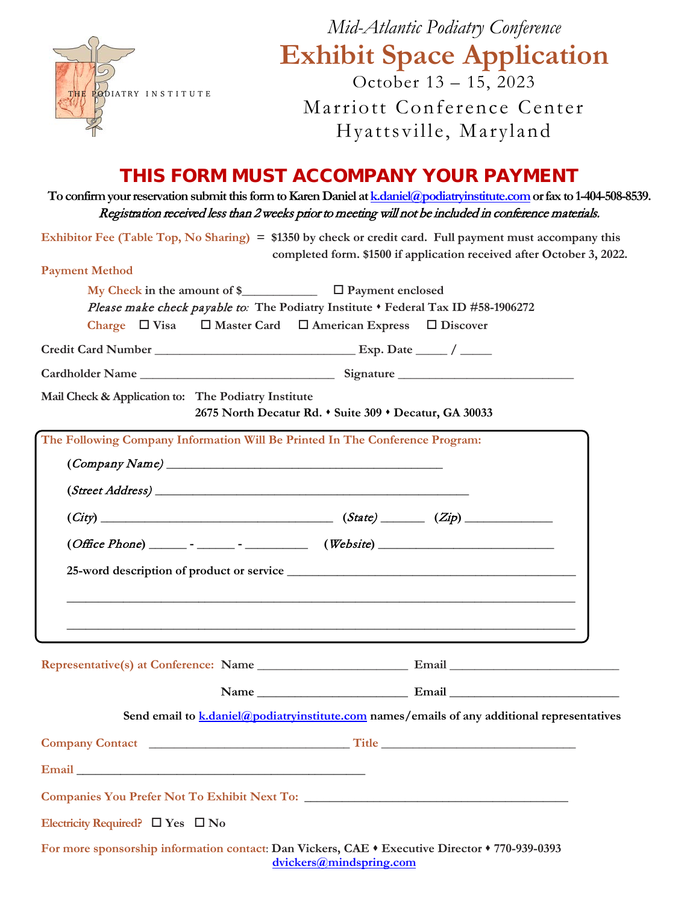THE PODIATRY INSTITUTE

*Mid-Atlantic Podiatry Conference*

# Exhibit Space Application

October 13 – 15, 2023

Marriott Conference Center
Hyattsville, Maryland

## THIS FORM MUST ACCOMPANY YOUR PAYMENT

**To confirm your reservation submit this form to Karen Daniel at k.daniel@podiatryinstitute.com or fax to 1-404-508-8539.**
***Registration received less than 2 weeks prior to meeting will not be included in conference materials.***

**Exhibitor Fee (Table Top, No Sharing)** = **$1350 by check or credit card. Full payment must accompany this completed form. $1500 if application received after October 3, 2022.**

**Payment Method**

**My Check** in the amount of $____________ ☐ Payment enclosed

*Please make check payable to:* The Podiatry Institute ♦ Federal Tax ID #58-1906272

**Charge** ☐ Visa ☐ Master Card ☐ American Express ☐ Discover

Credit Card Number ________________________________ Exp. Date _____ / _____

Cardholder Name _______________________________ Signature ____________________________

Mail Check & Application to: The Podiatry Institute
2675 North Decatur Rd. ♦ Suite 309 ♦ Decatur, GA 30033

**The Following Company Information Will Be Printed In The Conference Program:**

(*Company Name*) ____________________________________________

(*Street Address*) __________________________________________________

(*City*) _____________________________________ (*State*) _______ (*Zip*) ______________

(*Office Phone*) ______ - ______ - __________ (*Website*) ____________________________

25-word description of product or service ______________________________________________

__________________________________________________________________________________

__________________________________________________________________________________

**Representative(s) at Conference:** Name ________________________ Email ___________________________

Name ________________________ Email ___________________________

Send email to k.daniel@podiatryinstitute.com names/emails of any additional representatives

**Company Contact** ________________________________ Title ______________________________

**Email** ______________________________________________

**Companies You Prefer Not To Exhibit Next To:** __________________________________________

**Electricity Required?** ☐ Yes ☐ No

**For more sponsorship information contact:** Dan Vickers, CAE ♦ Executive Director ♦ 770-939-0393
dvickers@mindspring.com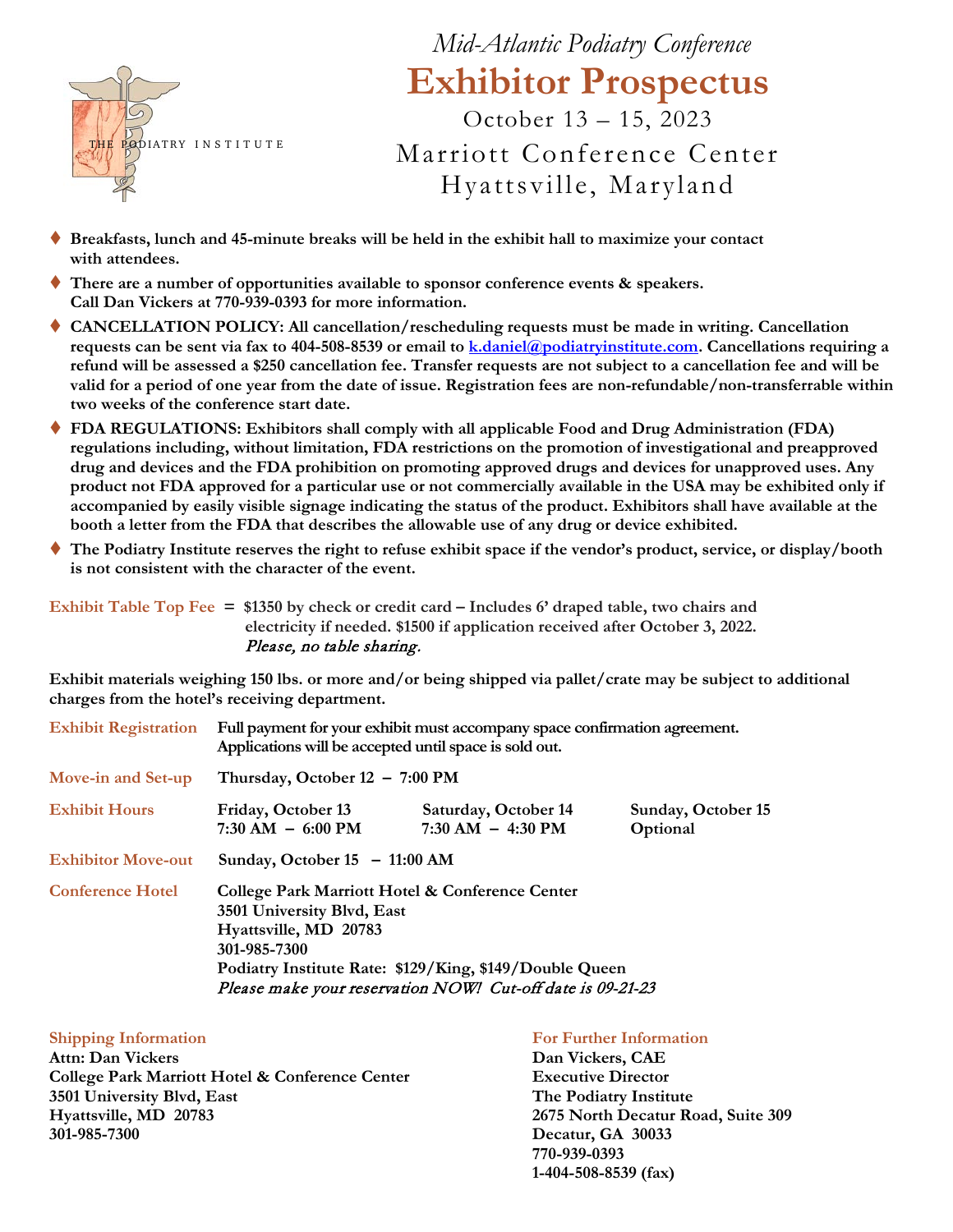THE PODIATRY INSTITUTE

*Mid-Atlantic Podiatry Conference*

# Exhibitor Prospectus

October 13 – 15, 2023

Marriott Conference Center

Hyattsville, Maryland

- **Breakfasts, lunch and 45-minute breaks will be held in the exhibit hall to maximize your contact with attendees.**
- **There are a number of opportunities available to sponsor conference events & speakers. Call Dan Vickers at 770-939-0393 for more information.**
- **CANCELLATION POLICY: All cancellation/rescheduling requests must be made in writing. Cancellation requests can be sent via fax to 404-508-8539 or email to k.daniel@podiatryinstitute.com. Cancellations requiring a refund will be assessed a $250 cancellation fee. Transfer requests are not subject to a cancellation fee and will be valid for a period of one year from the date of issue. Registration fees are non-refundable/non-transferrable within two weeks of the conference start date.**
- **FDA REGULATIONS: Exhibitors shall comply with all applicable Food and Drug Administration (FDA) regulations including, without limitation, FDA restrictions on the promotion of investigational and preapproved drug and devices and the FDA prohibition on promoting approved drugs and devices for unapproved uses. Any product not FDA approved for a particular use or not commercially available in the USA may be exhibited only if accompanied by easily visible signage indicating the status of the product. Exhibitors shall have available at the booth a letter from the FDA that describes the allowable use of any drug or device exhibited.**
- **The Podiatry Institute reserves the right to refuse exhibit space if the vendor's product, service, or display/booth is not consistent with the character of the event.**

**Exhibit Table Top Fee = $1350 by check or credit card – Includes 6' draped table, two chairs and electricity if needed. $1500 if application received after October 3, 2022.**
*Please, no table sharing.*

**Exhibit materials weighing 150 lbs. or more and/or being shipped via pallet/crate may be subject to additional charges from the hotel's receiving department.**

**Exhibit Registration** — **Full payment for your exhibit must accompany space confirmation agreement. Applications will be accepted until space is sold out.**

**Move-in and Set-up** — **Thursday, October 12 – 7:00 PM**

**Exhibit Hours**

| | | |
|---|---|---|
| **Friday, October 13** | **Saturday, October 14** | **Sunday, October 15** |
| **7:30 AM – 6:00 PM** | **7:30 AM – 4:30 PM** | **Optional** |

**Exhibitor Move-out** — **Sunday, October 15 – 11:00 AM**

**Conference Hotel**
**College Park Marriott Hotel & Conference Center**
**3501 University Blvd, East**
**Hyattsville, MD 20783**
**301-985-7300**
**Podiatry Institute Rate: $129/King, $149/Double Queen**
*Please make your reservation NOW! Cut-off date is 09-21-23*

**Shipping Information**
**Attn: Dan Vickers**
**College Park Marriott Hotel & Conference Center**
**3501 University Blvd, East**
**Hyattsville, MD 20783**
**301-985-7300**

**For Further Information**
**Dan Vickers, CAE**
**Executive Director**
**The Podiatry Institute**
**2675 North Decatur Road, Suite 309**
**Decatur, GA 30033**
**770-939-0393**
**1-404-508-8539 (fax)**